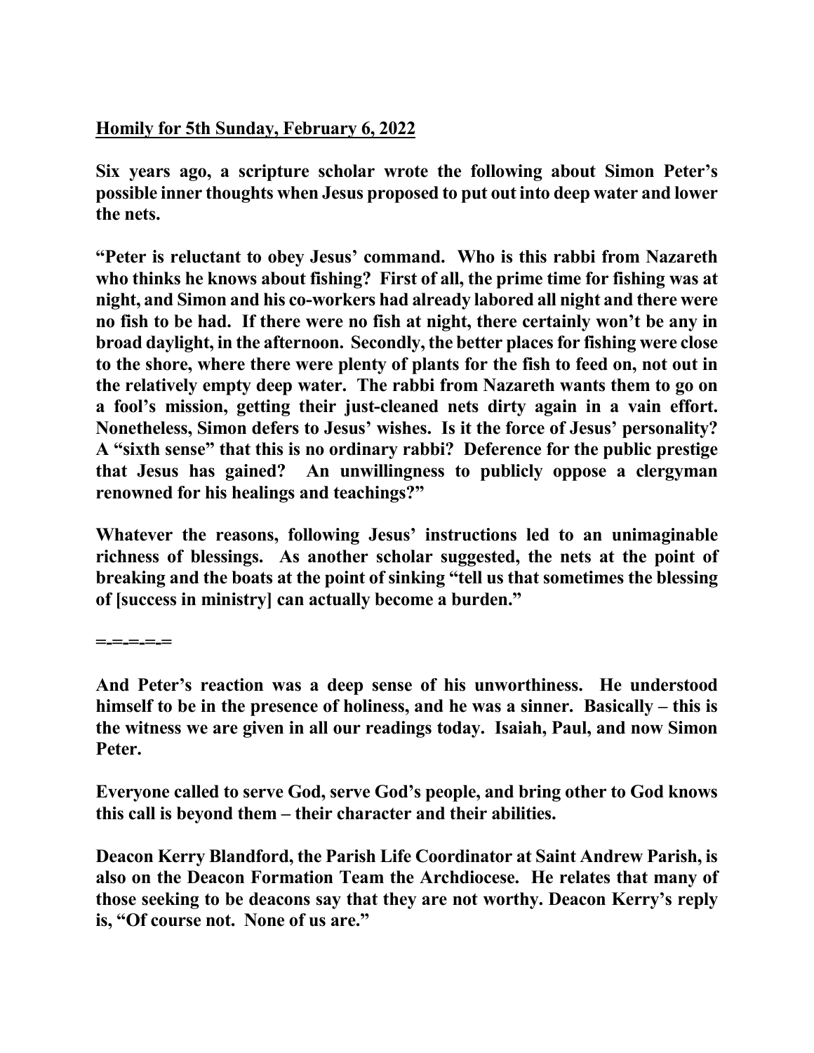**<u>Homily for 5th Sunday, February 6, 2022</u>**

**Six years ago, a scripture scholar wrote the following about Simon Peter's possible inner thoughts when Jesus proposed to put out into deep water and lower the nets.**

**"Peter is reluctant to obey Jesus' command. Who is this rabbi from Nazareth who thinks he knows about fishing? First of all, the prime time for fishing was at night, and Simon and his co-workers had already labored all night and there were no fish to be had. If there were no fish at night, there certainly won't be any in broad daylight, in the afternoon. Secondly, the better places for fishing were close to the shore, where there were plenty of plants for the fish to feed on, not out in the relatively empty deep water. The rabbi from Nazareth wants them to go on a fool's mission, getting their just-cleaned nets dirty again in a vain effort. Nonetheless, Simon defers to Jesus' wishes. Is it the force of Jesus' personality? A "sixth sense" that this is no ordinary rabbi? Deference for the public prestige that Jesus has gained? An unwillingness to publicly oppose a clergyman renowned for his healings and teachings?"**

**Whatever the reasons, following Jesus' instructions led to an unimaginable richness of blessings. As another scholar suggested, the nets at the point of breaking and the boats at the point of sinking "tell us that sometimes the blessing of [success in ministry] can actually become a burden."**

**=-=-=-=-=**

**And Peter's reaction was a deep sense of his unworthiness. He understood himself to be in the presence of holiness, and he was a sinner. Basically – this is the witness we are given in all our readings today. Isaiah, Paul, and now Simon Peter.**

**Everyone called to serve God, serve God's people, and bring other to God knows this call is beyond them – their character and their abilities.**

**Deacon Kerry Blandford, the Parish Life Coordinator at Saint Andrew Parish, is also on the Deacon Formation Team the Archdiocese. He relates that many of those seeking to be deacons say that they are not worthy. Deacon Kerry's reply is, "Of course not. None of us are."**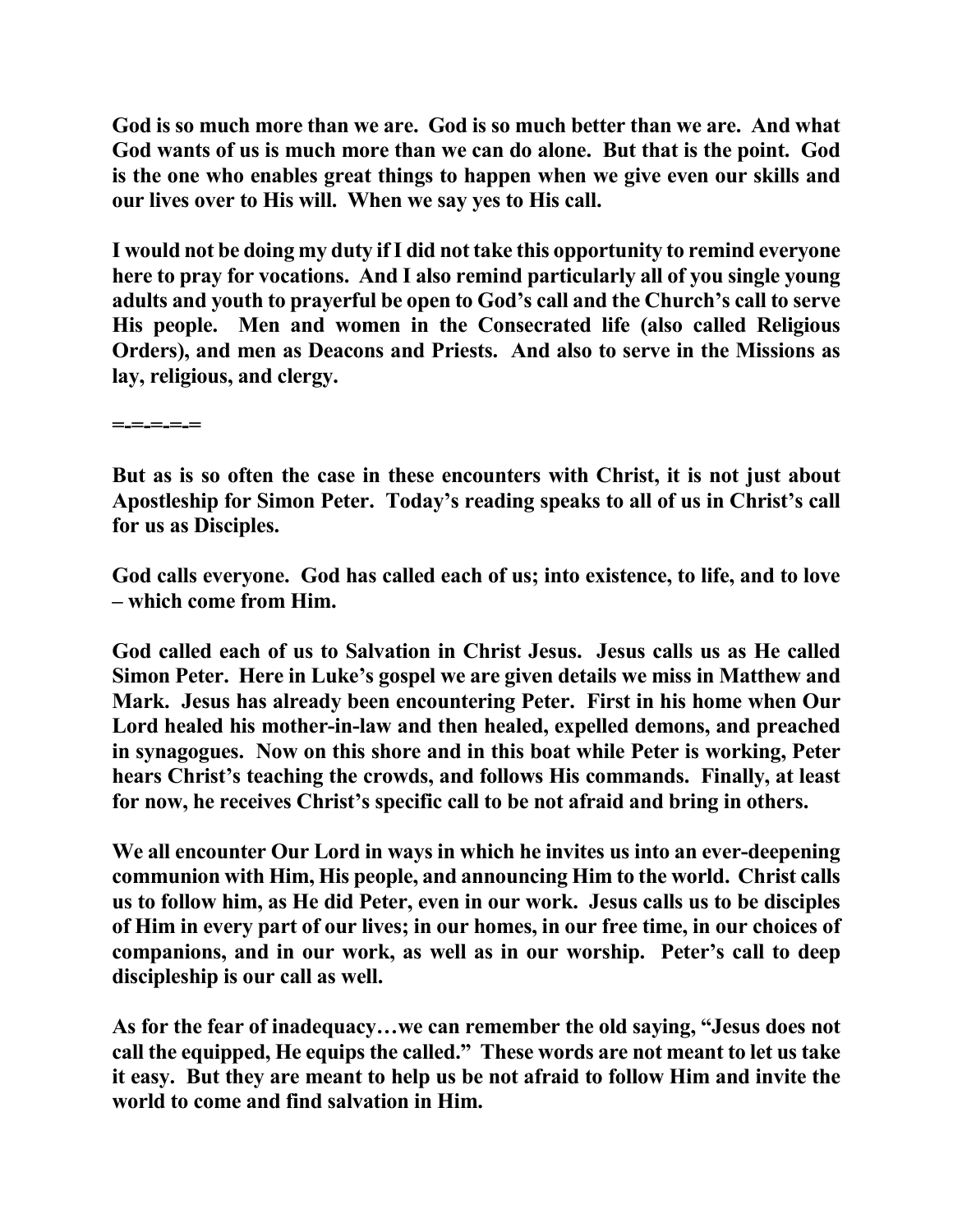**God is so much more than we are. God is so much better than we are. And what God wants of us is much more than we can do alone. But that is the point. God is the one who enables great things to happen when we give even our skills and our lives over to His will. When we say yes to His call.**

**I would not be doing my duty if I did not take this opportunity to remind everyone here to pray for vocations. And I also remind particularly all of you single young adults and youth to prayerful be open to God's call and the Church's call to serve His people. Men and women in the Consecrated life (also called Religious Orders), and men as Deacons and Priests. And also to serve in the Missions as lay, religious, and clergy.**

**=-=-=-=-=**

**But as is so often the case in these encounters with Christ, it is not just about Apostleship for Simon Peter. Today's reading speaks to all of us in Christ's call for us as Disciples.**

**God calls everyone. God has called each of us; into existence, to life, and to love – which come from Him.**

**God called each of us to Salvation in Christ Jesus. Jesus calls us as He called Simon Peter. Here in Luke's gospel we are given details we miss in Matthew and Mark. Jesus has already been encountering Peter. First in his home when Our Lord healed his mother-in-law and then healed, expelled demons, and preached in synagogues. Now on this shore and in this boat while Peter is working, Peter hears Christ's teaching the crowds, and follows His commands. Finally, at least for now, he receives Christ's specific call to be not afraid and bring in others.**

**We all encounter Our Lord in ways in which he invites us into an ever-deepening communion with Him, His people, and announcing Him to the world. Christ calls us to follow him, as He did Peter, even in our work. Jesus calls us to be disciples of Him in every part of our lives; in our homes, in our free time, in our choices of companions, and in our work, as well as in our worship. Peter's call to deep discipleship is our call as well.**

**As for the fear of inadequacy…we can remember the old saying, "Jesus does not call the equipped, He equips the called." These words are not meant to let us take it easy. But they are meant to help us be not afraid to follow Him and invite the world to come and find salvation in Him.**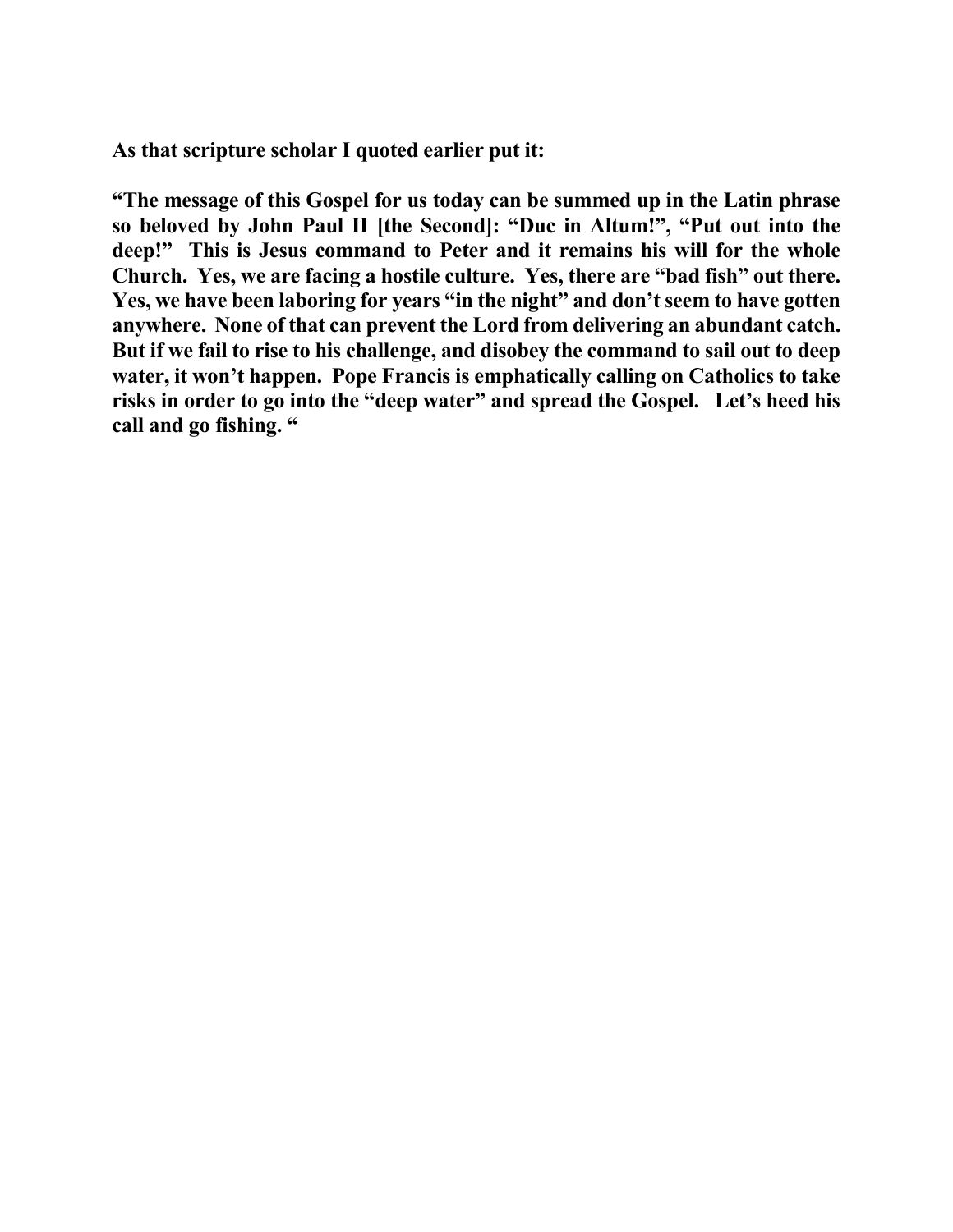**As that scripture scholar I quoted earlier put it:**

**"The message of this Gospel for us today can be summed up in the Latin phrase so beloved by John Paul II [the Second]: "Duc in Altum!", "Put out into the deep!" This is Jesus command to Peter and it remains his will for the whole Church. Yes, we are facing a hostile culture. Yes, there are "bad fish" out there. Yes, we have been laboring for years "in the night" and don't seem to have gotten anywhere. None of that can prevent the Lord from delivering an abundant catch. But if we fail to rise to his challenge, and disobey the command to sail out to deep water, it won't happen. Pope Francis is emphatically calling on Catholics to take risks in order to go into the "deep water" and spread the Gospel. Let's heed his call and go fishing. "**